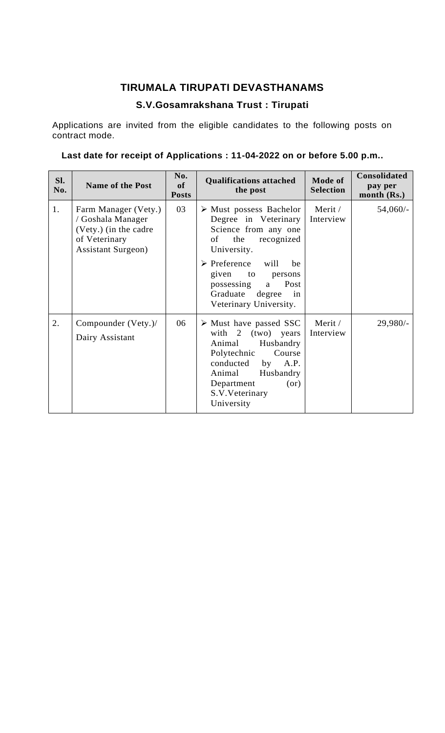# TIRUMALA TIRUPATI DEVASTHANAMS

## S.V.Gosamrakshana Trust : Tirupati

Applications are invited from the eligible candidates to the following posts on contract mode.

**Last date for receipt of Applications : 11-04-2022 on or before 5.00 p.m..**

| Sl. No. | Name of the Post | No. of Posts | Qualifications attached the post | Mode of Selection | Consolidated pay per month (Rs.) |
|---|---|---|---|---|---|
| 1. | Farm Manager (Vety.) / Goshala Manager (Vety.) (in the cadre of Veterinary Assistant Surgeon) | 03 | ➢ Must possess Bachelor Degree in Veterinary Science from any one of the recognized University.<br>➢ Preference will be given to persons possessing a Post Graduate degree in Veterinary University. | Merit / Interview | 54,060/- |
| 2. | Compounder (Vety.)/ Dairy Assistant | 06 | ➢ Must have passed SSC with 2 (two) years Animal Husbandry Polytechnic Course conducted by A.P. Animal Husbandry Department (or) S.V.Veterinary University | Merit / Interview | 29,980/- |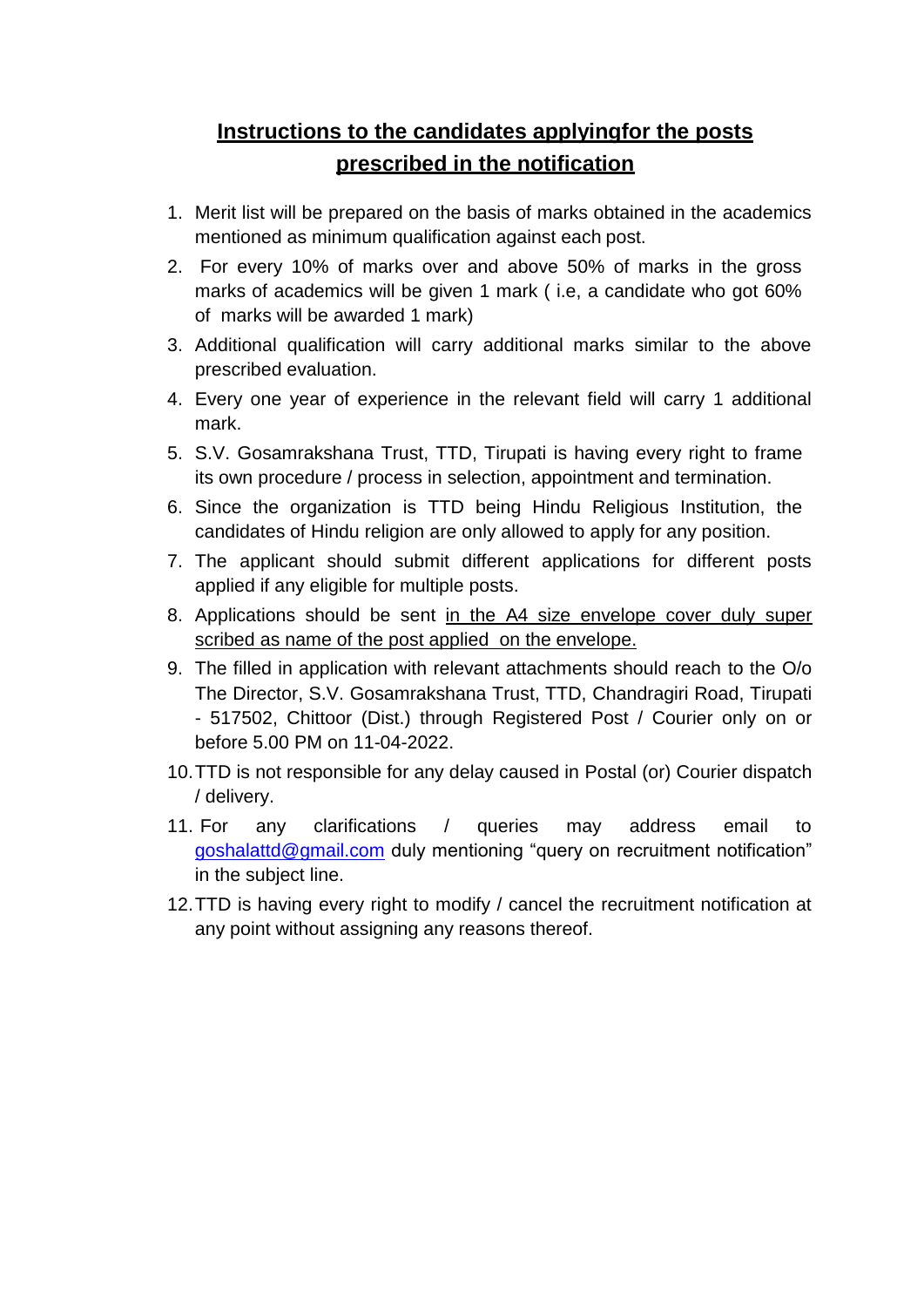## **<u>Instructions to the candidates applyingfor the posts prescribed in the notification</u>**

1. Merit list will be prepared on the basis of marks obtained in the academics mentioned as minimum qualification against each post.
2. For every 10% of marks over and above 50% of marks in the gross marks of academics will be given 1 mark ( i.e, a candidate who got 60% of marks will be awarded 1 mark)
3. Additional qualification will carry additional marks similar to the above prescribed evaluation.
4. Every one year of experience in the relevant field will carry 1 additional mark.
5. S.V. Gosamrakshana Trust, TTD, Tirupati is having every right to frame its own procedure / process in selection, appointment and termination.
6. Since the organization is TTD being Hindu Religious Institution, the candidates of Hindu religion are only allowed to apply for any position.
7. The applicant should submit different applications for different posts applied if any eligible for multiple posts.
8. Applications should be sent <u>in the A4 size envelope cover duly super scribed as name of the post applied on the envelope.</u>
9. The filled in application with relevant attachments should reach to the O/o The Director, S.V. Gosamrakshana Trust, TTD, Chandragiri Road, Tirupati - 517502, Chittoor (Dist.) through Registered Post / Courier only on or before 5.00 PM on 11-04-2022.
10. TTD is not responsible for any delay caused in Postal (or) Courier dispatch / delivery.
11. For any clarifications / queries may address email to goshalattd@gmail.com duly mentioning "query on recruitment notification" in the subject line.
12. TTD is having every right to modify / cancel the recruitment notification at any point without assigning any reasons thereof.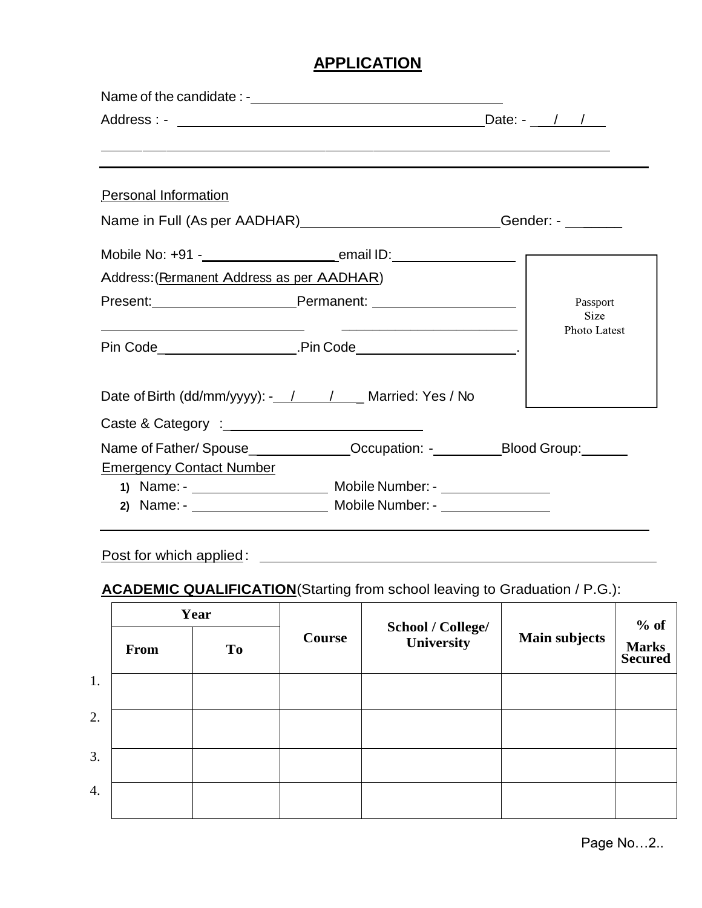## APPLICATION

Name of the candidate : - ____________________

Address : - ____________________ Date: - ___/___/___

____________________

---

Personal Information

Name in Full (As per AADHAR) ____________________ Gender: - ______

Mobile No: +91 - ____________________ email ID: ____________________

Address: (Permanent Address as per AADHAR)

Present: ____________________ Permanent: ____________________

____________________ ____________________

Pin Code ____________________ .Pin Code ____________________.

Passport Size Photo Latest

Date of Birth (dd/mm/yyyy): - ___/___/___ Married: Yes / No

Caste & Category : ____________________

Name of Father/ Spouse ____________ Occupation: - __________ Blood Group: ______

Emergency Contact Number

1) Name: - ____________________ Mobile Number: - ____________________
2) Name: - ____________________ Mobile Number: - ____________________

---

Post for which applied : ____________________

**ACADEMIC QUALIFICATION**(Starting from school leaving to Graduation / P.G.):

| | Year | | Course | School / College/ University | Main subjects | % of Marks Secured |
|---|---|---|---|---|---|---|
| | From | To | | | | |
| 1. | | | | | | |
| 2. | | | | | | |
| 3. | | | | | | |
| 4. | | | | | | |

Page No…2..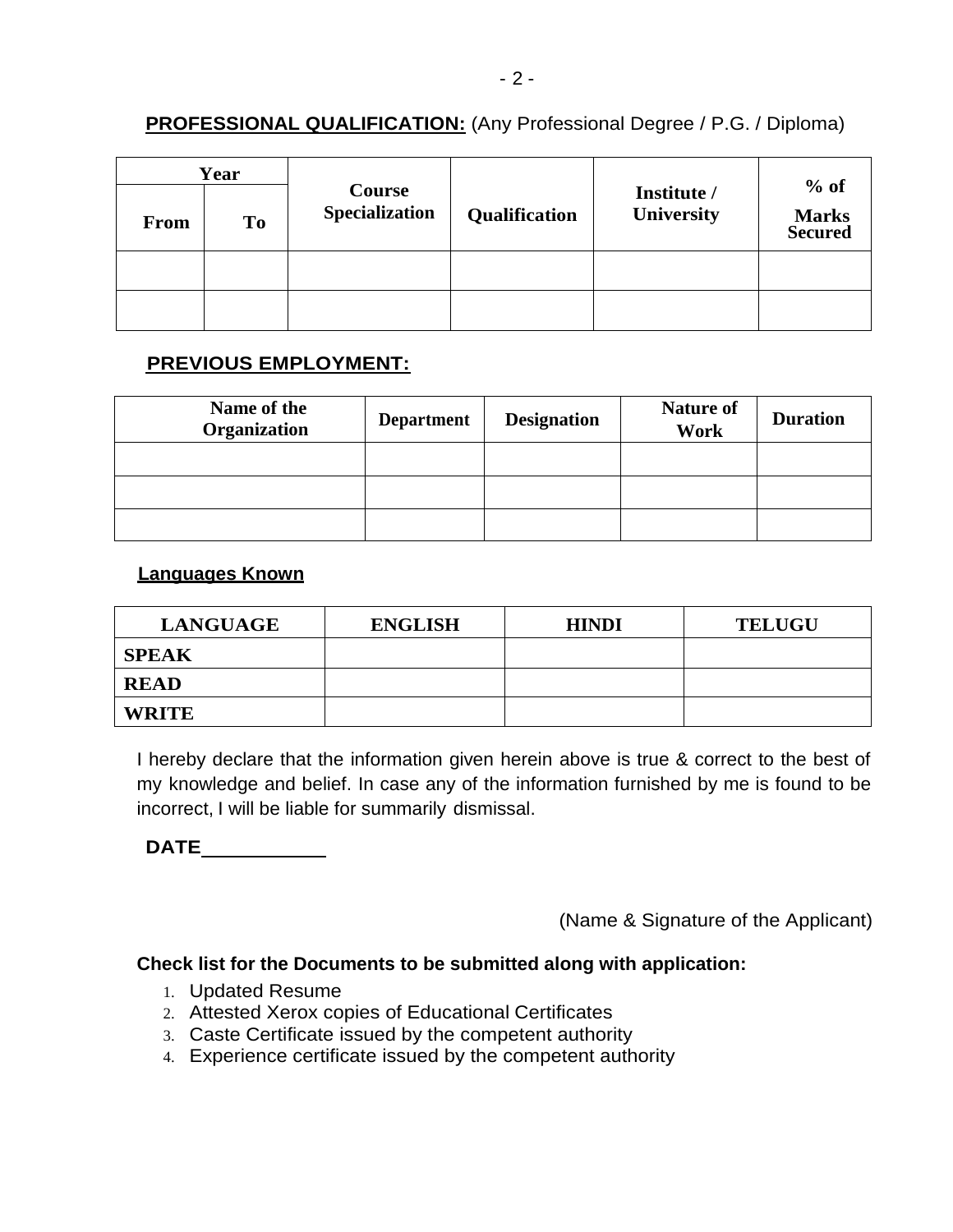**PROFESSIONAL QUALIFICATION:** (Any Professional Degree / P.G. / Diploma)

| Year | | Course Specialization | Qualification | Institute / University | % of Marks Secured |
|---|---|---|---|---|---|
| From | To | | | | |
| | | | | | |
| | | | | | |

**PREVIOUS EMPLOYMENT:**

| Name of the Organization | Department | Designation | Nature of Work | Duration |
|---|---|---|---|---|
| | | | | |
| | | | | |
| | | | | |

**Languages Known**

| LANGUAGE | ENGLISH | HINDI | TELUGU |
|---|---|---|---|
| **SPEAK** | | | |
| **READ** | | | |
| **WRITE** | | | |

I hereby declare that the information given herein above is true & correct to the best of my knowledge and belief. In case any of the information furnished by me is found to be incorrect, I will be liable for summarily dismissal.

**DATE**\_\_\_\_\_\_\_\_\_\_\_\_

(Name & Signature of the Applicant)

**Check list for the Documents to be submitted along with application:**

1. Updated Resume
2. Attested Xerox copies of Educational Certificates
3. Caste Certificate issued by the competent authority
4. Experience certificate issued by the competent authority